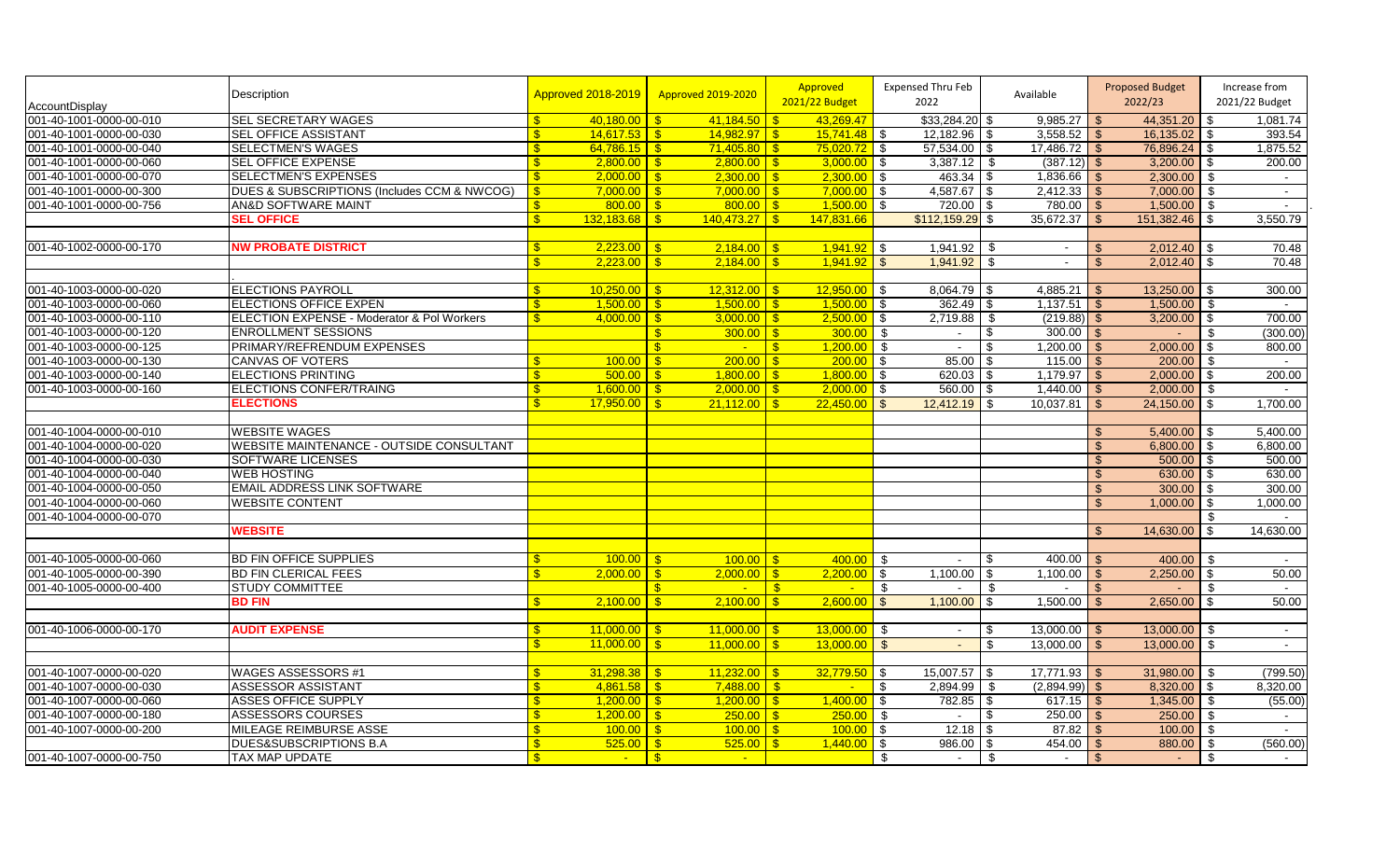| AccountDisplay | Description | Approved 2018-2019 | Approved 2019-2020 | Approved 2021/22 Budget | Expensed Thru Feb 2022 | Available | Proposed Budget 2022/23 | Increase from 2021/22 Budget |
|---|---|---|---|---|---|---|---|---|
| 001-40-1001-0000-00-010 | SEL SECRETARY WAGES | $ 40,180.00 | $ 41,184.50 | $ 43,269.47 | $33,284.20 | $ 9,985.27 | $ 44,351.20 | $ 1,081.74 |
| 001-40-1001-0000-00-030 | SEL OFFICE ASSISTANT | $ 14,617.53 | $ 14,982.97 | $ 15,741.48 | $ 12,182.96 | $ 3,558.52 | $ 16,135.02 | $ 393.54 |
| 001-40-1001-0000-00-040 | SELECTMEN'S WAGES | $ 64,786.15 | $ 71,405.80 | $ 75,020.72 | $ 57,534.00 | $ 17,486.72 | $ 76,896.24 | $ 1,875.52 |
| 001-40-1001-0000-00-060 | SEL OFFICE EXPENSE | $ 2,800.00 | $ 2,800.00 | $ 3,000.00 | $ 3,387.12 | $ (387.12) | $ 3,200.00 | $ 200.00 |
| 001-40-1001-0000-00-070 | SELECTMEN'S EXPENSES | $ 2,000.00 | $ 2,300.00 | $ 2,300.00 | $ 463.34 | $ 1,836.66 | $ 2,300.00 | $ - |
| 001-40-1001-0000-00-300 | DUES & SUBSCRIPTIONS (Includes CCM & NWCOG) | $ 7,000.00 | $ 7,000.00 | $ 7,000.00 | $ 4,587.67 | $ 2,412.33 | $ 7,000.00 | $ - |
| 001-40-1001-0000-00-756 | AN&D SOFTWARE MAINT | $ 800.00 | $ 800.00 | $ 1,500.00 | $ 720.00 | $ 780.00 | $ 1,500.00 | $ - |
| | **SEL OFFICE** | $ 132,183.68 | $ 140,473.27 | $ 147,831.66 | $112,159.29 | $ 35,672.37 | $ 151,382.46 | $ 3,550.79 |
| | | | | | | | | |
| 001-40-1002-0000-00-170 | **NW PROBATE DISTRICT** | $ 2,223.00 | $ 2,184.00 | $ 1,941.92 | $ 1,941.92 | $ - | $ 2,012.40 | $ 70.48 |
| | | $ 2,223.00 | $ 2,184.00 | $ 1,941.92 | $ 1,941.92 | $ - | $ 2,012.40 | $ 70.48 |
| | | | | | | | | |
| 001-40-1003-0000-00-020 | ELECTIONS PAYROLL | $ 10,250.00 | $ 12,312.00 | $ 12,950.00 | $ 8,064.79 | $ 4,885.21 | $ 13,250.00 | $ 300.00 |
| 001-40-1003-0000-00-060 | ELECTIONS OFFICE EXPEN | $ 1,500.00 | $ 1,500.00 | $ 1,500.00 | $ 362.49 | $ 1,137.51 | $ 1,500.00 | $ - |
| 001-40-1003-0000-00-110 | ELECTION EXPENSE - Moderator & Pol Workers | $ 4,000.00 | $ 3,000.00 | $ 2,500.00 | $ 2,719.88 | $ (219.88) | $ 3,200.00 | $ 700.00 |
| 001-40-1003-0000-00-120 | ENROLLMENT SESSIONS | | $ 300.00 | $ 300.00 | $ - | $ 300.00 | $ - | $ (300.00) |
| 001-40-1003-0000-00-125 | PRIMARY/REFRENDUM EXPENSES | | $ - | $ 1,200.00 | $ - | $ 1,200.00 | $ 2,000.00 | $ 800.00 |
| 001-40-1003-0000-00-130 | CANVAS OF VOTERS | $ 100.00 | $ 200.00 | $ 200.00 | $ 85.00 | $ 115.00 | $ 200.00 | $ - |
| 001-40-1003-0000-00-140 | ELECTIONS PRINTING | $ 500.00 | $ 1,800.00 | $ 1,800.00 | $ 620.03 | $ 1,179.97 | $ 2,000.00 | $ 200.00 |
| 001-40-1003-0000-00-160 | ELECTIONS CONFER/TRAING | $ 1,600.00 | $ 2,000.00 | $ 2,000.00 | $ 560.00 | $ 1,440.00 | $ 2,000.00 | $ - |
| | **ELECTIONS** | $ 17,950.00 | $ 21,112.00 | $ 22,450.00 | $ 12,412.19 | $ 10,037.81 | $ 24,150.00 | $ 1,700.00 |
| | | | | | | | | |
| 001-40-1004-0000-00-010 | WEBSITE WAGES | | | | | | $ 5,400.00 | $ 5,400.00 |
| 001-40-1004-0000-00-020 | WEBSITE MAINTENANCE - OUTSIDE CONSULTANT | | | | | | $ 6,800.00 | $ 6,800.00 |
| 001-40-1004-0000-00-030 | SOFTWARE LICENSES | | | | | | $ 500.00 | $ 500.00 |
| 001-40-1004-0000-00-040 | WEB HOSTING | | | | | | $ 630.00 | $ 630.00 |
| 001-40-1004-0000-00-050 | EMAIL ADDRESS LINK SOFTWARE | | | | | | $ 300.00 | $ 300.00 |
| 001-40-1004-0000-00-060 | WEBSITE CONTENT | | | | | | $ 1,000.00 | $ 1,000.00 |
| 001-40-1004-0000-00-070 | | | | | | | | $ - |
| | **WEBSITE** | | | | | | $ 14,630.00 | $ 14,630.00 |
| | | | | | | | | |
| 001-40-1005-0000-00-060 | BD FIN OFFICE SUPPLIES | $ 100.00 | $ 100.00 | $ 400.00 | $ - | $ 400.00 | $ 400.00 | $ - |
| 001-40-1005-0000-00-390 | BD FIN CLERICAL FEES | $ 2,000.00 | $ 2,000.00 | $ 2,200.00 | $ 1,100.00 | $ 1,100.00 | $ 2,250.00 | $ 50.00 |
| 001-40-1005-0000-00-400 | STUDY COMMITTEE | | $ - | $ - | $ - | $ - | $ - | $ - |
| | **BD FIN** | $ 2,100.00 | $ 2,100.00 | $ 2,600.00 | $ 1,100.00 | $ 1,500.00 | $ 2,650.00 | $ 50.00 |
| | | | | | | | | |
| 001-40-1006-0000-00-170 | **AUDIT EXPENSE** | $ 11,000.00 | $ 11,000.00 | $ 13,000.00 | $ - | $ 13,000.00 | $ 13,000.00 | $ - |
| | | $ 11,000.00 | $ 11,000.00 | $ 13,000.00 | $ - | $ 13,000.00 | $ 13,000.00 | $ - |
| | | | | | | | | |
| 001-40-1007-0000-00-020 | WAGES ASSESSORS #1 | $ 31,298.38 | $ 11,232.00 | $ 32,779.50 | $ 15,007.57 | $ 17,771.93 | $ 31,980.00 | $ (799.50) |
| 001-40-1007-0000-00-030 | ASSESSOR ASSISTANT | $ 4,861.58 | $ 7,488.00 | $ - | $ 2,894.99 | $ (2,894.99) | $ 8,320.00 | $ 8,320.00 |
| 001-40-1007-0000-00-060 | ASSES OFFICE SUPPLY | $ 1,200.00 | $ 1,200.00 | $ 1,400.00 | $ 782.85 | $ 617.15 | $ 1,345.00 | $ (55.00) |
| 001-40-1007-0000-00-180 | ASSESSORS COURSES | $ 1,200.00 | $ 250.00 | $ 250.00 | $ - | $ 250.00 | $ 250.00 | $ - |
| 001-40-1007-0000-00-200 | MILEAGE REIMBURSE ASSE | $ 100.00 | $ 100.00 | $ 100.00 | $ 12.18 | $ 87.82 | $ 100.00 | $ - |
| | DUES&SUBSCRIPTIONS B.A | $ 525.00 | $ 525.00 | $ 1,440.00 | $ 986.00 | $ 454.00 | $ 880.00 | $ (560.00) |
| 001-40-1007-0000-00-750 | TAX MAP UPDATE | $ - | $ - | | $ - | $ - | $ - | $ - |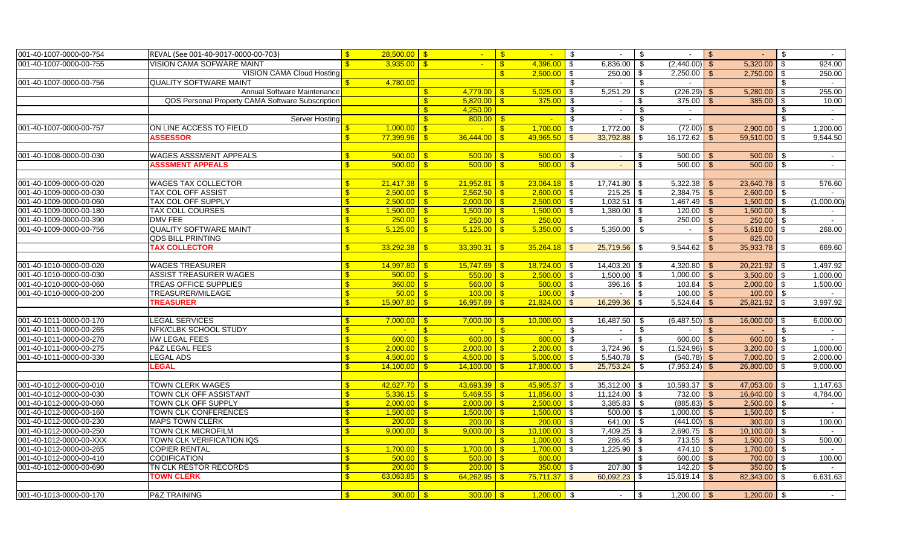| | | | | | | | | |
|---|---|---|---|---|---|---|---|---|
| 001-40-1007-0000-00-754 | REVAL (See 001-40-9017-0000-00-703) | $ 28,500.00 | $ - | $ - | $ - | $ - | $ - | $ - |
| 001-40-1007-0000-00-755 | VISION CAMA SOFWARE MAINT | $ 3,935.00 | $ - | $ 4,396.00 | $ 6,836.00 | $ (2,440.00) | $ 5,320.00 | $ 924.00 |
| | VISION CAMA Cloud Hosting | | | $ 2,500.00 | $ 250.00 | $ 2,250.00 | $ 2,750.00 | $ 250.00 |
| 001-40-1007-0000-00-756 | QUALITY SOFTWARE MAINT | $ 4,780.00 | | | $ - | $ - | | $ - |
| | Annual Software Maintenance | | $ 4,779.00 | $ 5,025.00 | $ 5,251.29 | $ (226.29) | $ 5,280.00 | $ 255.00 |
| | QDS Personal Property CAMA Software Subscription | | $ 5,820.00 | $ 375.00 | $ - | $ 375.00 | $ 385.00 | $ 10.00 |
| | | | $ 4,250.00 | | $ - | $ - | | $ - |
| | Server Hosting | | $ 800.00 | $ - | $ - | $ - | | $ - |
| 001-40-1007-0000-00-757 | ON LINE ACCESS TO FIELD | $ 1,000.00 | $ - | $ 1,700.00 | $ 1,772.00 | $ (72.00) | $ 2,900.00 | $ 1,200.00 |
| | **ASSESSOR** | $ 77,399.96 | $ 36,444.00 | $ 49,965.50 | $ 33,792.88 | $ 16,172.62 | $ 59,510.00 | $ 9,544.50 |
| | | | | | | | | |
| 001-40-1008-0000-00-030 | WAGES ASSSMENT APPEALS | $ 500.00 | $ 500.00 | $ 500.00 | $ - | $ 500.00 | $ 500.00 | $ - |
| | **ASSSMENT APPEALS** | $ 500.00 | $ 500.00 | $ 500.00 | $ - | $ 500.00 | $ 500.00 | $ - |
| | | | | | | | | |
| 001-40-1009-0000-00-020 | WAGES TAX COLLECTOR | $ 21,417.38 | $ 21,952.81 | $ 23,064.18 | $ 17,741.80 | $ 5,322.38 | $ 23,640.78 | $ 576.60 |
| 001-40-1009-0000-00-030 | TAX COL OFF ASSIST | $ 2,500.00 | $ 2,562.50 | $ 2,600.00 | $ 215.25 | $ 2,384.75 | $ 2,600.00 | $ - |
| 001-40-1009-0000-00-060 | TAX COL OFF SUPPLY | $ 2,500.00 | $ 2,000.00 | $ 2,500.00 | $ 1,032.51 | $ 1,467.49 | $ 1,500.00 | $ (1,000.00) |
| 001-40-1009-0000-00-180 | TAX COLL COURSES | $ 1,500.00 | $ 1,500.00 | $ 1,500.00 | $ 1,380.00 | $ 120.00 | $ 1,500.00 | $ - |
| 001-40-1009-0000-00-390 | DMV FEE | $ 250.00 | $ 250.00 | $ 250.00 | | $ 250.00 | $ 250.00 | $ - |
| 001-40-1009-0000-00-756 | QUALITY SOFTWARE MAINT | $ 5,125.00 | $ 5,125.00 | $ 5,350.00 | $ 5,350.00 | $ - | $ 5,618.00 | $ 268.00 |
| | QDS BILL PRINTING | | | | | | $ 825.00 | |
| | **TAX COLLECTOR** | $ 33,292.38 | $ 33,390.31 | $ 35,264.18 | $ 25,719.56 | $ 9,544.62 | $ 35,933.78 | $ 669.60 |
| | | | | | | | | |
| 001-40-1010-0000-00-020 | WAGES TREASURER | $ 14,997.80 | $ 15,747.69 | $ 18,724.00 | $ 14,403.20 | $ 4,320.80 | $ 20,221.92 | $ 1,497.92 |
| 001-40-1010-0000-00-030 | ASSIST TREASURER WAGES | $ 500.00 | $ 550.00 | $ 2,500.00 | $ 1,500.00 | $ 1,000.00 | $ 3,500.00 | $ 1,000.00 |
| 001-40-1010-0000-00-060 | TREAS OFFICE SUPPLIES | $ 360.00 | $ 560.00 | $ 500.00 | $ 396.16 | $ 103.84 | $ 2,000.00 | $ 1,500.00 |
| 001-40-1010-0000-00-200 | TREASURER/MILEAGE | $ 50.00 | $ 100.00 | $ 100.00 | $ - | $ 100.00 | $ 100.00 | $ - |
| | **TREASURER** | $ 15,907.80 | $ 16,957.69 | $ 21,824.00 | $ 16,299.36 | $ 5,524.64 | $ 25,821.92 | $ 3,997.92 |
| | | | | | | | | |
| 001-40-1011-0000-00-170 | LEGAL SERVICES | $ 7,000.00 | $ 7,000.00 | $ 10,000.00 | $ 16,487.50 | $ (6,487.50) | $ 16,000.00 | $ 6,000.00 |
| 001-40-1011-0000-00-265 | NFK/CLBK SCHOOL STUDY | $ - | $ - | $ - | $ - | $ - | $ - | $ - |
| 001-40-1011-0000-00-270 | I/W LEGAL FEES | $ 600.00 | $ 600.00 | $ 600.00 | $ - | $ 600.00 | $ 600.00 | $ - |
| 001-40-1011-0000-00-275 | P&Z LEGAL FEES | $ 2,000.00 | $ 2,000.00 | $ 2,200.00 | $ 3,724.96 | $ (1,524.96) | $ 3,200.00 | $ 1,000.00 |
| 001-40-1011-0000-00-330 | LEGAL ADS | $ 4,500.00 | $ 4,500.00 | $ 5,000.00 | $ 5,540.78 | $ (540.78) | $ 7,000.00 | $ 2,000.00 |
| | **LEGAL** | $ 14,100.00 | $ 14,100.00 | $ 17,800.00 | $ 25,753.24 | $ (7,953.24) | $ 26,800.00 | $ 9,000.00 |
| | | | | | | | | |
| 001-40-1012-0000-00-010 | TOWN CLERK WAGES | $ 42,627.70 | $ 43,693.39 | $ 45,905.37 | $ 35,312.00 | $ 10,593.37 | $ 47,053.00 | $ 1,147.63 |
| 001-40-1012-0000-00-030 | TOWN CLK OFF ASSISTANT | $ 5,336.15 | $ 5,469.55 | $ 11,856.00 | $ 11,124.00 | $ 732.00 | $ 16,640.00 | $ 4,784.00 |
| 001-40-1012-0000-00-060 | TOWN CLK OFF SUPPLY | $ 2,000.00 | $ 2,000.00 | $ 2,500.00 | $ 3,385.83 | $ (885.83) | $ 2,500.00 | $ - |
| 001-40-1012-0000-00-160 | TOWN CLK CONFERENCES | $ 1,500.00 | $ 1,500.00 | $ 1,500.00 | $ 500.00 | $ 1,000.00 | $ 1,500.00 | $ - |
| 001-40-1012-0000-00-230 | MAPS TOWN CLERK | $ 200.00 | $ 200.00 | $ 200.00 | $ 641.00 | $ (441.00) | $ 300.00 | $ 100.00 |
| 001-40-1012-0000-00-250 | TOWN CLK MICROFILM | $ 9,000.00 | $ 9,000.00 | $ 10,100.00 | $ 7,409.25 | $ 2,690.75 | $ 10,100.00 | $ - |
| 001-40-1012-0000-00-XXX | TOWN CLK VERIFICATION IQS | | | $ 1,000.00 | $ 286.45 | $ 713.55 | $ 1,500.00 | $ 500.00 |
| 001-40-1012-0000-00-265 | COPIER RENTAL | $ 1,700.00 | $ 1,700.00 | $ 1,700.00 | $ 1,225.90 | $ 474.10 | $ 1,700.00 | $ - |
| 001-40-1012-0000-00-410 | CODIFICATION | $ 500.00 | $ 500.00 | $ 600.00 | | $ 600.00 | $ 700.00 | $ 100.00 |
| 001-40-1012-0000-00-690 | TN CLK RESTOR RECORDS | $ 200.00 | $ 200.00 | $ 350.00 | $ 207.80 | $ 142.20 | $ 350.00 | $ - |
| | **TOWN CLERK** | $ 63,063.85 | $ 64,262.95 | $ 75,711.37 | $ 60,092.23 | $ 15,619.14 | $ 82,343.00 | $ 6,631.63 |
| | | | | | | | | |
| 001-40-1013-0000-00-170 | P&Z TRAINING | $ 300.00 | $ 300.00 | $ 1,200.00 | $ - | $ 1,200.00 | $ 1,200.00 | $ - |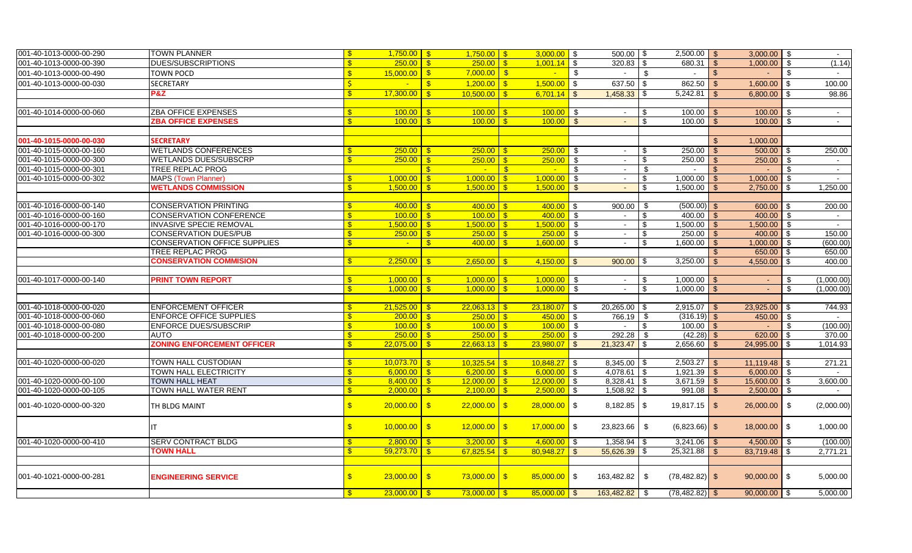| | | | | | | | | |
|---|---|---|---|---|---|---|---|---|
| 001-40-1013-0000-00-290 | TOWN PLANNER | $ 1,750.00 | $ 1,750.00 | $ 3,000.00 | $ 500.00 | $ 2,500.00 | $ 3,000.00 | $ - |
| 001-40-1013-0000-00-390 | DUES/SUBSCRIPTIONS | $ 250.00 | $ 250.00 | $ 1,001.14 | $ 320.83 | $ 680.31 | $ 1,000.00 | $ (1.14) |
| 001-40-1013-0000-00-490 | TOWN POCD | $ 15,000.00 | $ 7,000.00 | $ - | $ - | $ - | $ - | $ - |
| 001-40-1013-0000-00-030 | SECRETARY | $ - | $ 1,200.00 | $ 1,500.00 | $ 637.50 | $ 862.50 | $ 1,600.00 | $ 100.00 |
| | **P&Z** | $ 17,300.00 | $ 10,500.00 | $ 6,701.14 | $ 1,458.33 | $ 5,242.81 | $ 6,800.00 | $ 98.86 |
| | | | | | | | | |
| 001-40-1014-0000-00-060 | ZBA OFFICE EXPENSES | $ 100.00 | $ 100.00 | $ 100.00 | $ - | $ 100.00 | $ 100.00 | $ - |
| | **ZBA OFFICE EXPENSES** | $ 100.00 | $ 100.00 | $ 100.00 | $ - | $ 100.00 | $ 100.00 | $ - |
| | | | | | | | | |
| **001-40-1015-0000-00-030** | **SECRETARY** | | | | | | $ 1,000.00 | |
| 001-40-1015-0000-00-160 | WETLANDS CONFERENCES | $ 250.00 | $ 250.00 | $ 250.00 | $ - | $ 250.00 | $ 500.00 | $ 250.00 |
| 001-40-1015-0000-00-300 | WETLANDS DUES/SUBSCRP | $ 250.00 | $ 250.00 | $ 250.00 | $ - | $ 250.00 | $ 250.00 | $ - |
| 001-40-1015-0000-00-301 | TREE REPLAC PROG | | $ - | $ - | $ - | $ - | $ - | $ - |
| 001-40-1015-0000-00-302 | MAPS (Town Planner) | $ 1,000.00 | $ 1,000.00 | $ 1,000.00 | $ - | $ 1,000.00 | $ 1,000.00 | $ - |
| | **WETLANDS COMMISSION** | $ 1,500.00 | $ 1,500.00 | $ 1,500.00 | $ - | $ 1,500.00 | $ 2,750.00 | $ 1,250.00 |
| | | | | | | | | |
| 001-40-1016-0000-00-140 | CONSERVATION PRINTING | $ 400.00 | $ 400.00 | $ 400.00 | $ 900.00 | $ (500.00) | $ 600.00 | $ 200.00 |
| 001-40-1016-0000-00-160 | CONSERVATION CONFERENCE | $ 100.00 | $ 100.00 | $ 400.00 | $ - | $ 400.00 | $ 400.00 | $ - |
| 001-40-1016-0000-00-170 | INVASIVE SPECIE REMOVAL | $ 1,500.00 | $ 1,500.00 | $ 1,500.00 | $ - | $ 1,500.00 | $ 1,500.00 | $ - |
| 001-40-1016-0000-00-300 | CONSERVATION DUES/PUB | $ 250.00 | $ 250.00 | $ 250.00 | $ - | $ 250.00 | $ 400.00 | $ 150.00 |
| | CONSERVATION OFFICE SUPPLIES | $ - | $ 400.00 | $ 1,600.00 | $ - | $ 1,600.00 | $ 1,000.00 | $ (600.00) |
| | TREE REPLAC PROG | | | | | | $ 650.00 | $ 650.00 |
| | **CONSERVATION COMMISION** | $ 2,250.00 | $ 2,650.00 | $ 4,150.00 | $ 900.00 | $ 3,250.00 | $ 4,550.00 | $ 400.00 |
| | | | | | | | | |
| 001-40-1017-0000-00-140 | **PRINT TOWN REPORT** | $ 1,000.00 | $ 1,000.00 | $ 1,000.00 | $ - | $ 1,000.00 | $ - | $ (1,000.00) |
| | | $ 1,000.00 | $ 1,000.00 | $ 1,000.00 | $ - | $ 1,000.00 | $ - | $ (1,000.00) |
| | | | | | | | | |
| 001-40-1018-0000-00-020 | ENFORCEMENT OFFICER | $ 21,525.00 | $ 22,063.13 | $ 23,180.07 | $ 20,265.00 | $ 2,915.07 | $ 23,925.00 | $ 744.93 |
| 001-40-1018-0000-00-060 | ENFORCE OFFICE SUPPLIES | $ 200.00 | $ 250.00 | $ 450.00 | $ 766.19 | $ (316.19) | $ 450.00 | $ - |
| 001-40-1018-0000-00-080 | ENFORCE DUES/SUBSCRIP | $ 100.00 | $ 100.00 | $ 100.00 | $ - | $ 100.00 | $ - | $ (100.00) |
| 001-40-1018-0000-00-200 | AUTO | $ 250.00 | $ 250.00 | $ 250.00 | $ 292.28 | $ (42.28) | $ 620.00 | $ 370.00 |
| | **ZONING ENFORCEMENT OFFICER** | $ 22,075.00 | $ 22,663.13 | $ 23,980.07 | $ 21,323.47 | $ 2,656.60 | $ 24,995.00 | $ 1,014.93 |
| | | | | | | | | |
| 001-40-1020-0000-00-020 | TOWN HALL CUSTODIAN | $ 10,073.70 | $ 10,325.54 | $ 10,848.27 | $ 8,345.00 | $ 2,503.27 | $ 11,119.48 | $ 271.21 |
| | TOWN HALL ELECTRICITY | $ 6,000.00 | $ 6,200.00 | $ 6,000.00 | $ 4,078.61 | $ 1,921.39 | $ 6,000.00 | $ - |
| 001-40-1020-0000-00-100 | TOWN HALL HEAT | $ 8,400.00 | $ 12,000.00 | $ 12,000.00 | $ 8,328.41 | $ 3,671.59 | $ 15,600.00 | $ 3,600.00 |
| 001-40-1020-0000-00-105 | TOWN HALL WATER RENT | $ 2,000.00 | $ 2,100.00 | $ 2,500.00 | $ 1,508.92 | $ 991.08 | $ 2,500.00 | $ - |
| 001-40-1020-0000-00-320 | TH BLDG MAINT | $ 20,000.00 | $ 22,000.00 | $ 28,000.00 | $ 8,182.85 | $ 19,817.15 | $ 26,000.00 | $ (2,000.00) |
| | IT | $ 10,000.00 | $ 12,000.00 | $ 17,000.00 | $ 23,823.66 | $ (6,823.66) | $ 18,000.00 | $ 1,000.00 |
| 001-40-1020-0000-00-410 | SERV CONTRACT BLDG | $ 2,800.00 | $ 3,200.00 | $ 4,600.00 | $ 1,358.94 | $ 3,241.06 | $ 4,500.00 | $ (100.00) |
| | **TOWN HALL** | $ 59,273.70 | $ 67,825.54 | $ 80,948.27 | $ 55,626.39 | $ 25,321.88 | $ 83,719.48 | $ 2,771.21 |
| | | | | | | | | |
| 001-40-1021-0000-00-281 | **ENGINEERING SERVICE** | $ 23,000.00 | $ 73,000.00 | $ 85,000.00 | $ 163,482.82 | $ (78,482.82) | $ 90,000.00 | $ 5,000.00 |
| | | $ 23,000.00 | $ 73,000.00 | $ 85,000.00 | $ 163,482.82 | $ (78,482.82) | $ 90,000.00 | $ 5,000.00 |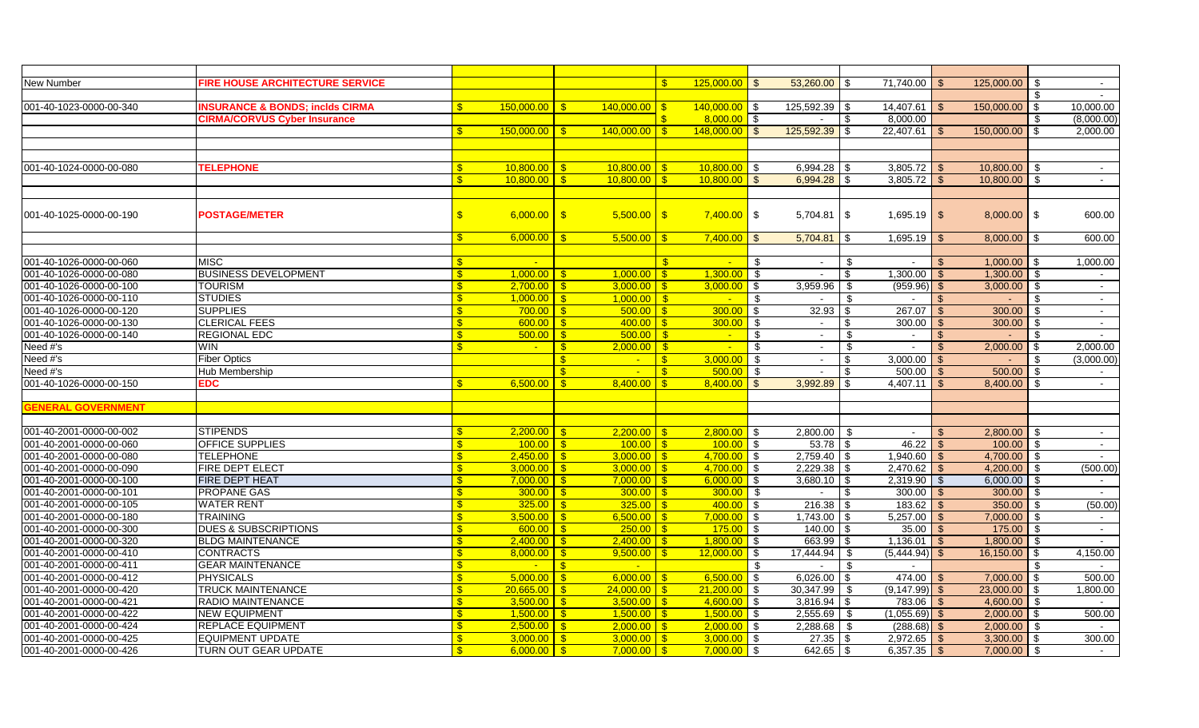| | | | | | | | | |
|---|---|---|---|---|---|---|---|---|
| New Number | FIRE HOUSE ARCHITECTURE SERVICE | | | $ 125,000.00 | $ 53,260.00 | $ 71,740.00 | $ 125,000.00 | $ - |
| | | | | | | | | $ - |
| 001-40-1023-0000-00-340 | INSURANCE & BONDS; inclds CIRMA | $ 150,000.00 | $ 140,000.00 | $ 140,000.00 | $ 125,592.39 | $ 14,407.61 | $ 150,000.00 | $ 10,000.00 |
| | CIRMA/CORVUS Cyber Insurance | | | $ 8,000.00 | $ - | $ 8,000.00 | | $ (8,000.00) |
| | | $ 150,000.00 | $ 140,000.00 | $ 148,000.00 | $ 125,592.39 | $ 22,407.61 | $ 150,000.00 | $ 2,000.00 |
| | | | | | | | | |
| 001-40-1024-0000-00-080 | TELEPHONE | $ 10,800.00 | $ 10,800.00 | $ 10,800.00 | $ 6,994.28 | $ 3,805.72 | $ 10,800.00 | $ - |
| | | $ 10,800.00 | $ 10,800.00 | $ 10,800.00 | $ 6,994.28 | $ 3,805.72 | $ 10,800.00 | $ - |
| | | | | | | | | |
| 001-40-1025-0000-00-190 | POSTAGE/METER | $ 6,000.00 | $ 5,500.00 | $ 7,400.00 | $ 5,704.81 | $ 1,695.19 | $ 8,000.00 | $ 600.00 |
| | | $ 6,000.00 | $ 5,500.00 | $ 7,400.00 | $ 5,704.81 | $ 1,695.19 | $ 8,000.00 | $ 600.00 |
| | | | | | | | | |
| 001-40-1026-0000-00-060 | MISC | $ - | | $ - | $ - | $ - | $ 1,000.00 | $ 1,000.00 |
| 001-40-1026-0000-00-080 | BUSINESS DEVELOPMENT | $ 1,000.00 | $ 1,000.00 | $ 1,300.00 | $ - | $ 1,300.00 | $ 1,300.00 | $ - |
| 001-40-1026-0000-00-100 | TOURISM | $ 2,700.00 | $ 3,000.00 | $ 3,000.00 | $ 3,959.96 | $ (959.96) | $ 3,000.00 | $ - |
| 001-40-1026-0000-00-110 | STUDIES | $ 1,000.00 | $ 1,000.00 | $ - | $ - | $ - | $ - | $ - |
| 001-40-1026-0000-00-120 | SUPPLIES | $ 700.00 | $ 500.00 | $ 300.00 | $ 32.93 | $ 267.07 | $ 300.00 | $ - |
| 001-40-1026-0000-00-130 | CLERICAL FEES | $ 600.00 | $ 400.00 | $ 300.00 | $ - | $ 300.00 | $ 300.00 | $ - |
| 001-40-1026-0000-00-140 | REGIONAL EDC | $ 500.00 | $ 500.00 | $ - | $ - | $ - | $ - | $ - |
| Need #'s | WIN | $ - | $ 2,000.00 | $ - | $ - | $ - | $ 2,000.00 | $ 2,000.00 |
| Need #'s | Fiber Optics | | $ - | $ 3,000.00 | $ - | $ 3,000.00 | $ - | $ (3,000.00) |
| Need #'s | Hub Membership | | $ - | $ 500.00 | $ - | $ 500.00 | $ 500.00 | $ - |
| 001-40-1026-0000-00-150 | EDC | $ 6,500.00 | $ 8,400.00 | $ 8,400.00 | $ 3,992.89 | $ 4,407.11 | $ 8,400.00 | $ - |
| | | | | | | | | |
| GENERAL GOVERNMENT | | | | | | | | |
| | | | | | | | | |
| 001-40-2001-0000-00-002 | STIPENDS | $ 2,200.00 | $ 2,200.00 | $ 2,800.00 | $ 2,800.00 | $ - | $ 2,800.00 | $ - |
| 001-40-2001-0000-00-060 | OFFICE SUPPLIES | $ 100.00 | $ 100.00 | $ 100.00 | $ 53.78 | $ 46.22 | $ 100.00 | $ - |
| 001-40-2001-0000-00-080 | TELEPHONE | $ 2,450.00 | $ 3,000.00 | $ 4,700.00 | $ 2,759.40 | $ 1,940.60 | $ 4,700.00 | $ - |
| 001-40-2001-0000-00-090 | FIRE DEPT ELECT | $ 3,000.00 | $ 3,000.00 | $ 4,700.00 | $ 2,229.38 | $ 2,470.62 | $ 4,200.00 | $ (500.00) |
| 001-40-2001-0000-00-100 | FIRE DEPT HEAT | $ 7,000.00 | $ 7,000.00 | $ 6,000.00 | $ 3,680.10 | $ 2,319.90 | $ 6,000.00 | $ - |
| 001-40-2001-0000-00-101 | PROPANE GAS | $ 300.00 | $ 300.00 | $ 300.00 | $ - | $ 300.00 | $ 300.00 | $ - |
| 001-40-2001-0000-00-105 | WATER RENT | $ 325.00 | $ 325.00 | $ 400.00 | $ 216.38 | $ 183.62 | $ 350.00 | $ (50.00) |
| 001-40-2001-0000-00-180 | TRAINING | $ 3,500.00 | $ 6,500.00 | $ 7,000.00 | $ 1,743.00 | $ 5,257.00 | $ 7,000.00 | $ - |
| 001-40-2001-0000-00-300 | DUES & SUBSCRIPTIONS | $ 600.00 | $ 250.00 | $ 175.00 | $ 140.00 | $ 35.00 | $ 175.00 | $ - |
| 001-40-2001-0000-00-320 | BLDG MAINTENANCE | $ 2,400.00 | $ 2,400.00 | $ 1,800.00 | $ 663.99 | $ 1,136.01 | $ 1,800.00 | $ - |
| 001-40-2001-0000-00-410 | CONTRACTS | $ 8,000.00 | $ 9,500.00 | $ 12,000.00 | $ 17,444.94 | $ (5,444.94) | $ 16,150.00 | $ 4,150.00 |
| 001-40-2001-0000-00-411 | GEAR MAINTENANCE | $ - | $ - | | $ - | $ - | | $ - |
| 001-40-2001-0000-00-412 | PHYSICALS | $ 5,000.00 | $ 6,000.00 | $ 6,500.00 | $ 6,026.00 | $ 474.00 | $ 7,000.00 | $ 500.00 |
| 001-40-2001-0000-00-420 | TRUCK MAINTENANCE | $ 20,665.00 | $ 24,000.00 | $ 21,200.00 | $ 30,347.99 | $ (9,147.99) | $ 23,000.00 | $ 1,800.00 |
| 001-40-2001-0000-00-421 | RADIO MAINTENANCE | $ 3,500.00 | $ 3,500.00 | $ 4,600.00 | $ 3,816.94 | $ 783.06 | $ 4,600.00 | $ - |
| 001-40-2001-0000-00-422 | NEW EQUIPMENT | $ 1,500.00 | $ 1,500.00 | $ 1,500.00 | $ 2,555.69 | $ (1,055.69) | $ 2,000.00 | $ 500.00 |
| 001-40-2001-0000-00-424 | REPLACE EQUIPMENT | $ 2,500.00 | $ 2,000.00 | $ 2,000.00 | $ 2,288.68 | $ (288.68) | $ 2,000.00 | $ - |
| 001-40-2001-0000-00-425 | EQUIPMENT UPDATE | $ 3,000.00 | $ 3,000.00 | $ 3,000.00 | $ 27.35 | $ 2,972.65 | $ 3,300.00 | $ 300.00 |
| 001-40-2001-0000-00-426 | TURN OUT GEAR UPDATE | $ 6,000.00 | $ 7,000.00 | $ 7,000.00 | $ 642.65 | $ 6,357.35 | $ 7,000.00 | $ - |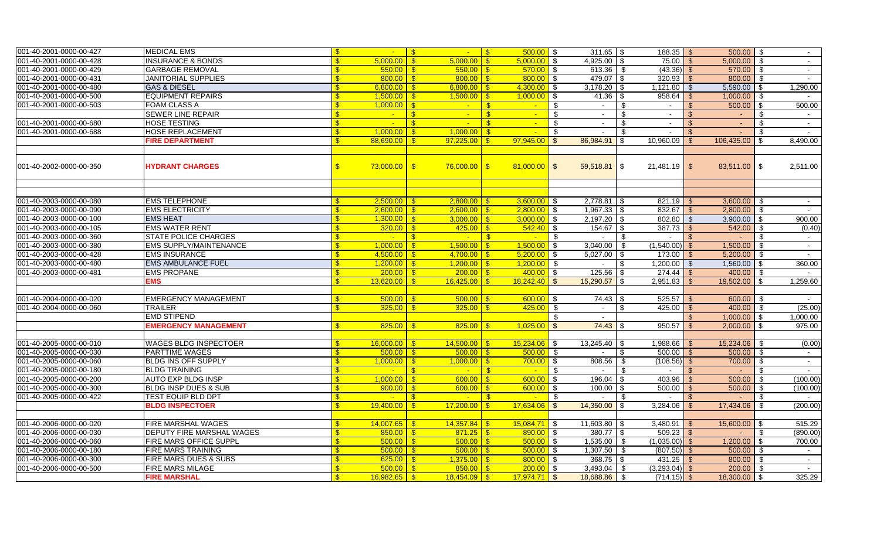| | | | | | | | | |
|---|---|---|---|---|---|---|---|---|
| 001-40-2001-0000-00-427 | MEDICAL EMS | $ - | $ - | $ 500.00 | $ 311.65 | $ 188.35 | $ 500.00 | $ - |
| 001-40-2001-0000-00-428 | INSURANCE & BONDS | $ 5,000.00 | $ 5,000.00 | $ 5,000.00 | $ 4,925.00 | $ 75.00 | $ 5,000.00 | $ - |
| 001-40-2001-0000-00-429 | GARBAGE REMOVAL | $ 550.00 | $ 550.00 | $ 570.00 | $ 613.36 | $ (43.36) | $ 570.00 | $ - |
| 001-40-2001-0000-00-431 | JANITORIAL SUPPLIES | $ 800.00 | $ 800.00 | $ 800.00 | $ 479.07 | $ 320.93 | $ 800.00 | $ - |
| 001-40-2001-0000-00-480 | GAS & DIESEL | $ 6,800.00 | $ 6,800.00 | $ 4,300.00 | $ 3,178.20 | $ 1,121.80 | $ 5,590.00 | $ 1,290.00 |
| 001-40-2001-0000-00-500 | EQUIPMENT REPAIRS | $ 1,500.00 | $ 1,500.00 | $ 1,000.00 | $ 41.36 | $ 958.64 | $ 1,000.00 | $ - |
| 001-40-2001-0000-00-503 | FOAM CLASS A | $ 1,000.00 | $ - | $ - | $ - | $ - | $ 500.00 | $ 500.00 |
| | SEWER LINE REPAIR | $ - | $ - | $ - | $ - | $ - | $ - | $ - |
| 001-40-2001-0000-00-680 | HOSE TESTING | $ - | $ - | $ - | $ - | $ - | $ - | $ - |
| 001-40-2001-0000-00-688 | HOSE REPLACEMENT | $ 1,000.00 | $ 1,000.00 | $ - | $ - | $ - | $ - | $ - |
| | **FIRE DEPARTMENT** | $ 88,690.00 | $ 97,225.00 | $ 97,945.00 | $ 86,984.91 | $ 10,960.09 | $ 106,435.00 | $ 8,490.00 |
| | | | | | | | | |
| 001-40-2002-0000-00-350 | **HYDRANT CHARGES** | $ 73,000.00 | $ 76,000.00 | $ 81,000.00 | $ 59,518.81 | $ 21,481.19 | $ 83,511.00 | $ 2,511.00 |
| | | | | | | | | |
| 001-40-2003-0000-00-080 | EMS TELEPHONE | $ 2,500.00 | $ 2,800.00 | $ 3,600.00 | $ 2,778.81 | $ 821.19 | $ 3,600.00 | $ - |
| 001-40-2003-0000-00-090 | EMS ELECTRICITY | $ 2,600.00 | $ 2,600.00 | $ 2,800.00 | $ 1,967.33 | $ 832.67 | $ 2,800.00 | $ - |
| 001-40-2003-0000-00-100 | EMS HEAT | $ 1,300.00 | $ 3,000.00 | $ 3,000.00 | $ 2,197.20 | $ 802.80 | $ 3,900.00 | $ 900.00 |
| 001-40-2003-0000-00-105 | EMS WATER RENT | $ 320.00 | $ 425.00 | $ 542.40 | $ 154.67 | $ 387.73 | $ 542.00 | $ (0.40) |
| 001-40-2003-0000-00-360 | STATE POLICE CHARGES | $ - | $ - | $ - | $ - | $ - | $ - | $ - |
| 001-40-2003-0000-00-380 | EMS SUPPLY/MAINTENANCE | $ 1,000.00 | $ 1,500.00 | $ 1,500.00 | $ 3,040.00 | $ (1,540.00) | $ 1,500.00 | $ - |
| 001-40-2003-0000-00-428 | EMS INSURANCE | $ 4,500.00 | $ 4,700.00 | $ 5,200.00 | $ 5,027.00 | $ 173.00 | $ 5,200.00 | $ - |
| 001-40-2003-0000-00-480 | EMS AMBULANCE FUEL | $ 1,200.00 | $ 1,200.00 | $ 1,200.00 | $ - | $ 1,200.00 | $ 1,560.00 | $ 360.00 |
| 001-40-2003-0000-00-481 | EMS PROPANE | $ 200.00 | $ 200.00 | $ 400.00 | $ 125.56 | $ 274.44 | $ 400.00 | $ - |
| | **EMS** | $ 13,620.00 | $ 16,425.00 | $ 18,242.40 | $ 15,290.57 | $ 2,951.83 | $ 19,502.00 | $ 1,259.60 |
| | | | | | | | | |
| 001-40-2004-0000-00-020 | EMERGENCY MANAGEMENT | $ 500.00 | $ 500.00 | $ 600.00 | $ 74.43 | $ 525.57 | $ 600.00 | $ - |
| 001-40-2004-0000-00-060 | TRAILER | $ 325.00 | $ 325.00 | $ 425.00 | $ - | $ 425.00 | $ 400.00 | $ (25.00) |
| | EMD STIPEND | | | | $ - | | $ 1,000.00 | $ 1,000.00 |
| | **EMERGENCY MANAGEMENT** | $ 825.00 | $ 825.00 | $ 1,025.00 | $ 74.43 | $ 950.57 | $ 2,000.00 | $ 975.00 |
| | | | | | | | | |
| 001-40-2005-0000-00-010 | WAGES BLDG INSPECTOER | $ 16,000.00 | $ 14,500.00 | $ 15,234.06 | $ 13,245.40 | $ 1,988.66 | $ 15,234.06 | $ (0.00) |
| 001-40-2005-0000-00-030 | PARTTIME WAGES | $ 500.00 | $ 500.00 | $ 500.00 | $ - | $ 500.00 | $ 500.00 | $ - |
| 001-40-2005-0000-00-060 | BLDG INS OFF SUPPLY | $ 1,000.00 | $ 1,000.00 | $ 700.00 | $ 808.56 | $ (108.56) | $ 700.00 | $ - |
| 001-40-2005-0000-00-180 | BLDG TRAINING | $ - | $ - | $ - | $ - | $ - | $ - | $ - |
| 001-40-2005-0000-00-200 | AUTO EXP BLDG INSP | $ 1,000.00 | $ 600.00 | $ 600.00 | $ 196.04 | $ 403.96 | $ 500.00 | $ (100.00) |
| 001-40-2005-0000-00-300 | BLDG INSP DUES & SUB | $ 900.00 | $ 600.00 | $ 600.00 | $ 100.00 | $ 500.00 | $ 500.00 | $ (100.00) |
| 001-40-2005-0000-00-422 | TEST EQUIP BLD DPT | $ - | $ - | $ - | $ - | $ - | $ - | $ - |
| | **BLDG INSPECTOER** | $ 19,400.00 | $ 17,200.00 | $ 17,634.06 | $ 14,350.00 | $ 3,284.06 | $ 17,434.06 | $ (200.00) |
| | | | | | | | | |
| 001-40-2006-0000-00-020 | FIRE MARSHAL WAGES | $ 14,007.65 | $ 14,357.84 | $ 15,084.71 | $ 11,603.80 | $ 3,480.91 | $ 15,600.00 | $ 515.29 |
| 001-40-2006-0000-00-030 | DEPUTY FIRE MARSHAL WAGES | $ 850.00 | $ 871.25 | $ 890.00 | $ 380.77 | $ 509.23 | $ - | $ (890.00) |
| 001-40-2006-0000-00-060 | FIRE MARS OFFICE SUPPL | $ 500.00 | $ 500.00 | $ 500.00 | $ 1,535.00 | $ (1,035.00) | $ 1,200.00 | $ 700.00 |
| 001-40-2006-0000-00-180 | FIRE MARS TRAINING | $ 500.00 | $ 500.00 | $ 500.00 | $ 1,307.50 | $ (807.50) | $ 500.00 | $ - |
| 001-40-2006-0000-00-300 | FIRE MARS DUES & SUBS | $ 625.00 | $ 1,375.00 | $ 800.00 | $ 368.75 | $ 431.25 | $ 800.00 | $ - |
| 001-40-2006-0000-00-500 | FIRE MARS MILAGE | $ 500.00 | $ 850.00 | $ 200.00 | $ 3,493.04 | $ (3,293.04) | $ 200.00 | $ - |
| | **FIRE MARSHAL** | $ 16,982.65 | $ 18,454.09 | $ 17,974.71 | $ 18,688.86 | $ (714.15) | $ 18,300.00 | $ 325.29 |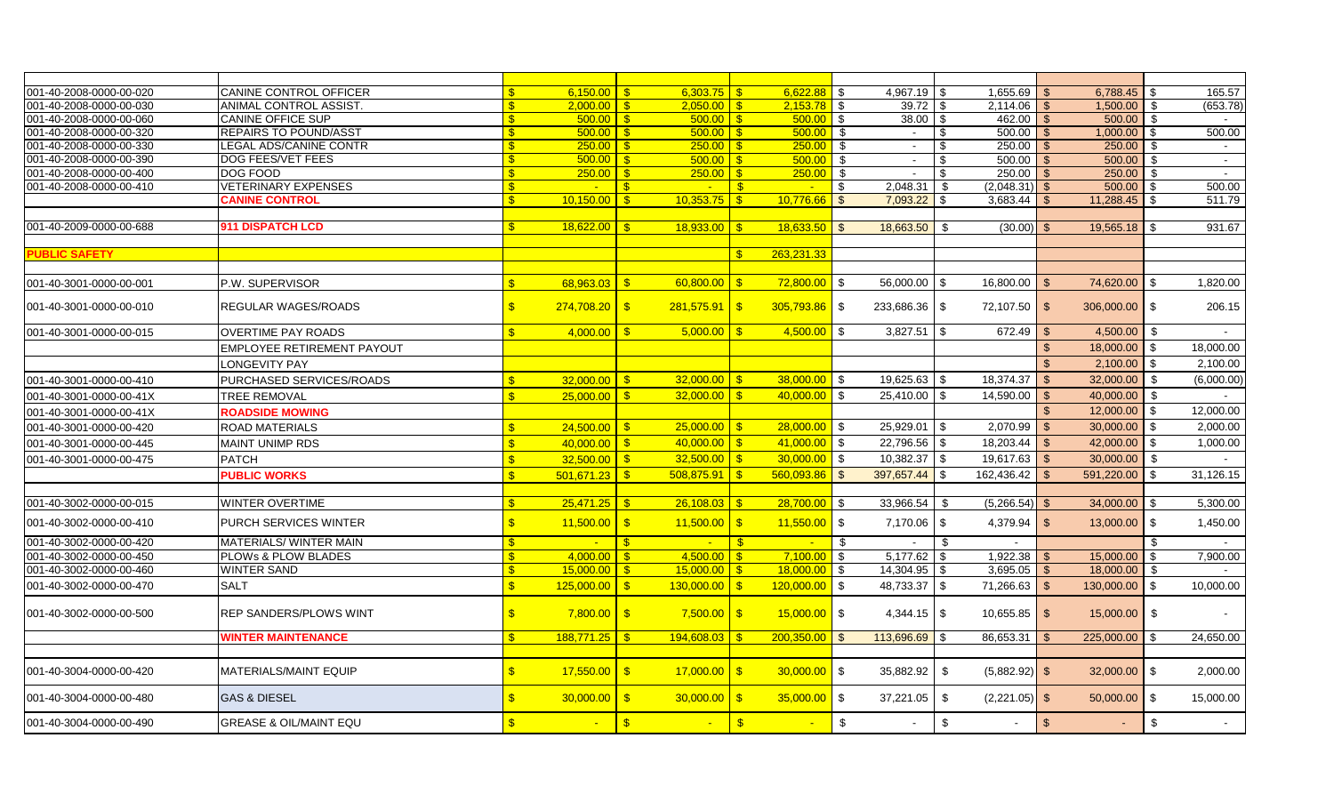| | | | | | | | | |
|---|---|---|---|---|---|---|---|---|
| 001-40-2008-0000-00-020 | CANINE CONTROL OFFICER | $ 6,150.00 | $ 6,303.75 | $ 6,622.88 | $ 4,967.19 | $ 1,655.69 | $ 6,788.45 | $ 165.57 |
| 001-40-2008-0000-00-030 | ANIMAL CONTROL ASSIST. | $ 2,000.00 | $ 2,050.00 | $ 2,153.78 | $ 39.72 | $ 2,114.06 | $ 1,500.00 | $ (653.78) |
| 001-40-2008-0000-00-060 | CANINE OFFICE SUP | $ 500.00 | $ 500.00 | $ 500.00 | $ 38.00 | $ 462.00 | $ 500.00 | $ - |
| 001-40-2008-0000-00-320 | REPAIRS TO POUND/ASST | $ 500.00 | $ 500.00 | $ 500.00 | $ - | $ 500.00 | $ 1,000.00 | $ 500.00 |
| 001-40-2008-0000-00-330 | LEGAL ADS/CANINE CONTR | $ 250.00 | $ 250.00 | $ 250.00 | $ - | $ 250.00 | $ 250.00 | $ - |
| 001-40-2008-0000-00-390 | DOG FEES/VET FEES | $ 500.00 | $ 500.00 | $ 500.00 | $ - | $ 500.00 | $ 500.00 | $ - |
| 001-40-2008-0000-00-400 | DOG FOOD | $ 250.00 | $ 250.00 | $ 250.00 | $ - | $ 250.00 | $ 250.00 | $ - |
| 001-40-2008-0000-00-410 | VETERINARY EXPENSES | $ - | $ - | $ - | $ 2,048.31 | $ (2,048.31) | $ 500.00 | $ 500.00 |
| | **CANINE CONTROL** | $ 10,150.00 | $ 10,353.75 | $ 10,776.66 | $ 7,093.22 | $ 3,683.44 | $ 11,288.45 | $ 511.79 |
| | | | | | | | | |
| 001-40-2009-0000-00-688 | **911 DISPATCH LCD** | $ 18,622.00 | $ 18,933.00 | $ 18,633.50 | $ 18,663.50 | $ (30.00) | $ 19,565.18 | $ 931.67 |
| | | | | | | | | |
| **PUBLIC SAFETY** | | | | $ 263,231.33 | | | | |
| | | | | | | | | |
| 001-40-3001-0000-00-001 | P.W. SUPERVISOR | $ 68,963.03 | $ 60,800.00 | $ 72,800.00 | $ 56,000.00 | $ 16,800.00 | $ 74,620.00 | $ 1,820.00 |
| 001-40-3001-0000-00-010 | REGULAR WAGES/ROADS | $ 274,708.20 | $ 281,575.91 | $ 305,793.86 | $ 233,686.36 | $ 72,107.50 | $ 306,000.00 | $ 206.15 |
| 001-40-3001-0000-00-015 | OVERTIME PAY ROADS | $ 4,000.00 | $ 5,000.00 | $ 4,500.00 | $ 3,827.51 | $ 672.49 | $ 4,500.00 | $ - |
| | EMPLOYEE RETIREMENT PAYOUT | | | | | | $ 18,000.00 | $ 18,000.00 |
| | LONGEVITY PAY | | | | | | $ 2,100.00 | $ 2,100.00 |
| 001-40-3001-0000-00-410 | PURCHASED SERVICES/ROADS | $ 32,000.00 | $ 32,000.00 | $ 38,000.00 | $ 19,625.63 | $ 18,374.37 | $ 32,000.00 | $ (6,000.00) |
| 001-40-3001-0000-00-41X | TREE REMOVAL | $ 25,000.00 | $ 32,000.00 | $ 40,000.00 | $ 25,410.00 | $ 14,590.00 | $ 40,000.00 | $ - |
| 001-40-3001-0000-00-41X | **ROADSIDE MOWING** | | | | | | $ 12,000.00 | $ 12,000.00 |
| 001-40-3001-0000-00-420 | ROAD MATERIALS | $ 24,500.00 | $ 25,000.00 | $ 28,000.00 | $ 25,929.01 | $ 2,070.99 | $ 30,000.00 | $ 2,000.00 |
| 001-40-3001-0000-00-445 | MAINT UNIMP RDS | $ 40,000.00 | $ 40,000.00 | $ 41,000.00 | $ 22,796.56 | $ 18,203.44 | $ 42,000.00 | $ 1,000.00 |
| 001-40-3001-0000-00-475 | PATCH | $ 32,500.00 | $ 32,500.00 | $ 30,000.00 | $ 10,382.37 | $ 19,617.63 | $ 30,000.00 | $ - |
| | **PUBLIC WORKS** | $ 501,671.23 | $ 508,875.91 | $ 560,093.86 | $ 397,657.44 | $ 162,436.42 | $ 591,220.00 | $ 31,126.15 |
| | | | | | | | | |
| 001-40-3002-0000-00-015 | WINTER OVERTIME | $ 25,471.25 | $ 26,108.03 | $ 28,700.00 | $ 33,966.54 | $ (5,266.54) | $ 34,000.00 | $ 5,300.00 |
| 001-40-3002-0000-00-410 | PURCH SERVICES WINTER | $ 11,500.00 | $ 11,500.00 | $ 11,550.00 | $ 7,170.06 | $ 4,379.94 | $ 13,000.00 | $ 1,450.00 |
| 001-40-3002-0000-00-420 | MATERIALS/ WINTER MAIN | $ - | $ - | $ - | $ - | $ - | | $ - |
| 001-40-3002-0000-00-450 | PLOWs & PLOW BLADES | $ 4,000.00 | $ 4,500.00 | $ 7,100.00 | $ 5,177.62 | $ 1,922.38 | $ 15,000.00 | $ 7,900.00 |
| 001-40-3002-0000-00-460 | WINTER SAND | $ 15,000.00 | $ 15,000.00 | $ 18,000.00 | $ 14,304.95 | $ 3,695.05 | $ 18,000.00 | $ - |
| 001-40-3002-0000-00-470 | SALT | $ 125,000.00 | $ 130,000.00 | $ 120,000.00 | $ 48,733.37 | $ 71,266.63 | $ 130,000.00 | $ 10,000.00 |
| 001-40-3002-0000-00-500 | REP SANDERS/PLOWS WINT | $ 7,800.00 | $ 7,500.00 | $ 15,000.00 | $ 4,344.15 | $ 10,655.85 | $ 15,000.00 | $ - |
| | **WINTER MAINTENANCE** | $ 188,771.25 | $ 194,608.03 | $ 200,350.00 | $ 113,696.69 | $ 86,653.31 | $ 225,000.00 | $ 24,650.00 |
| | | | | | | | | |
| 001-40-3004-0000-00-420 | MATERIALS/MAINT EQUIP | $ 17,550.00 | $ 17,000.00 | $ 30,000.00 | $ 35,882.92 | $ (5,882.92) | $ 32,000.00 | $ 2,000.00 |
| 001-40-3004-0000-00-480 | GAS & DIESEL | $ 30,000.00 | $ 30,000.00 | $ 35,000.00 | $ 37,221.05 | $ (2,221.05) | $ 50,000.00 | $ 15,000.00 |
| 001-40-3004-0000-00-490 | GREASE & OIL/MAINT EQU | $ - | $ - | $ - | $ - | $ - | $ - | $ - |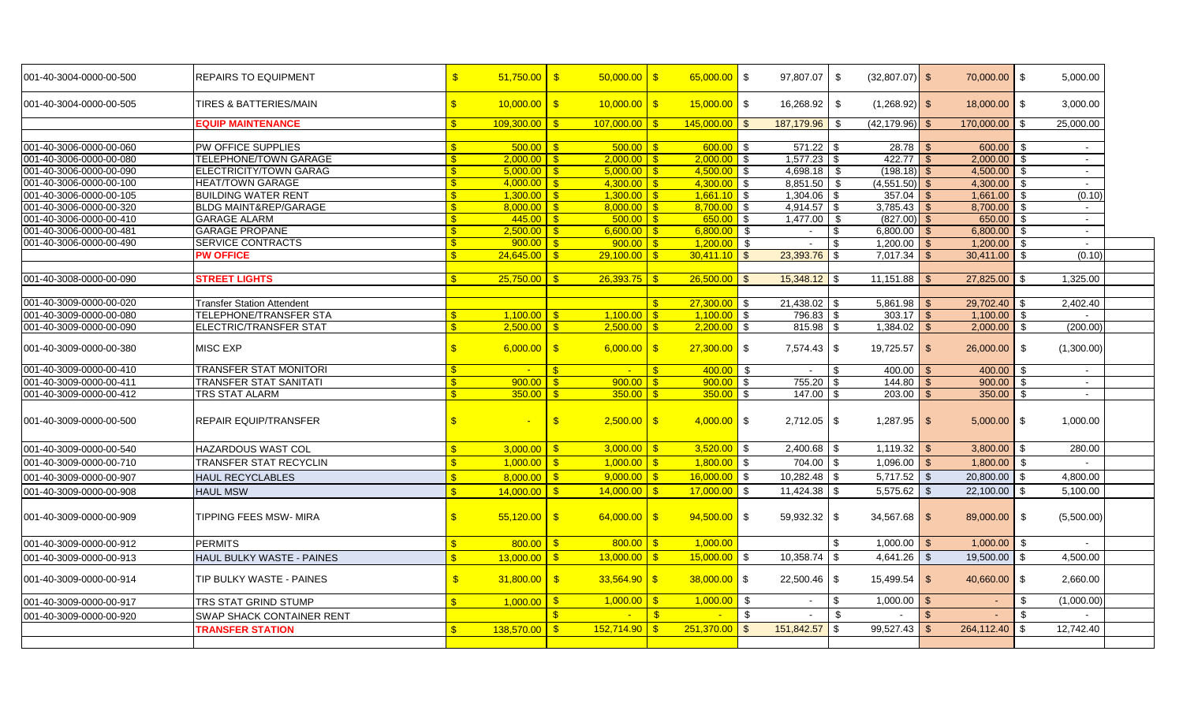| | | | | | | | | |
|---|---|---|---|---|---|---|---|---|
| 001-40-3004-0000-00-500 | REPAIRS TO EQUIPMENT | $ 51,750.00 | $ 50,000.00 | $ 65,000.00 | $ 97,807.07 | $ (32,807.07) | $ 70,000.00 | $ 5,000.00 |
| 001-40-3004-0000-00-505 | TIRES & BATTERIES/MAIN | $ 10,000.00 | $ 10,000.00 | $ 15,000.00 | $ 16,268.92 | $ (1,268.92) | $ 18,000.00 | $ 3,000.00 |
| | **EQUIP MAINTENANCE** | $ 109,300.00 | $ 107,000.00 | $ 145,000.00 | $ 187,179.96 | $ (42,179.96) | $ 170,000.00 | $ 25,000.00 |
| | | | | | | | | |
| 001-40-3006-0000-00-060 | PW OFFICE SUPPLIES | $ 500.00 | $ 500.00 | $ 600.00 | $ 571.22 | $ 28.78 | $ 600.00 | $ - |
| 001-40-3006-0000-00-080 | TELEPHONE/TOWN GARAGE | $ 2,000.00 | $ 2,000.00 | $ 2,000.00 | $ 1,577.23 | $ 422.77 | $ 2,000.00 | $ - |
| 001-40-3006-0000-00-090 | ELECTRICITY/TOWN GARAG | $ 5,000.00 | $ 5,000.00 | $ 4,500.00 | $ 4,698.18 | $ (198.18) | $ 4,500.00 | $ - |
| 001-40-3006-0000-00-100 | HEAT/TOWN GARAGE | $ 4,000.00 | $ 4,300.00 | $ 4,300.00 | $ 8,851.50 | $ (4,551.50) | $ 4,300.00 | $ - |
| 001-40-3006-0000-00-105 | BUILDING WATER RENT | $ 1,300.00 | $ 1,300.00 | $ 1,661.10 | $ 1,304.06 | $ 357.04 | $ 1,661.00 | $ (0.10) |
| 001-40-3006-0000-00-320 | BLDG MAINT&REP/GARAGE | $ 8,000.00 | $ 8,000.00 | $ 8,700.00 | $ 4,914.57 | $ 3,785.43 | $ 8,700.00 | $ - |
| 001-40-3006-0000-00-410 | GARAGE ALARM | $ 445.00 | $ 500.00 | $ 650.00 | $ 1,477.00 | $ (827.00) | $ 650.00 | $ - |
| 001-40-3006-0000-00-481 | GARAGE PROPANE | $ 2,500.00 | $ 6,600.00 | $ 6,800.00 | $ - | $ 6,800.00 | $ 6,800.00 | $ - |
| 001-40-3006-0000-00-490 | SERVICE CONTRACTS | $ 900.00 | $ 900.00 | $ 1,200.00 | $ - | $ 1,200.00 | $ 1,200.00 | $ - |
| | **PW OFFICE** | $ 24,645.00 | $ 29,100.00 | $ 30,411.10 | $ 23,393.76 | $ 7,017.34 | $ 30,411.00 | $ (0.10) |
| | | | | | | | | |
| 001-40-3008-0000-00-090 | **STREET LIGHTS** | $ 25,750.00 | $ 26,393.75 | $ 26,500.00 | $ 15,348.12 | $ 11,151.88 | $ 27,825.00 | $ 1,325.00 |
| | | | | | | | | |
| 001-40-3009-0000-00-020 | Transfer Station Attendent | | | $ 27,300.00 | $ 21,438.02 | $ 5,861.98 | $ 29,702.40 | $ 2,402.40 |
| 001-40-3009-0000-00-080 | TELEPHONE/TRANSFER STA | $ 1,100.00 | $ 1,100.00 | $ 1,100.00 | $ 796.83 | $ 303.17 | $ 1,100.00 | $ - |
| 001-40-3009-0000-00-090 | ELECTRIC/TRANSFER STAT | $ 2,500.00 | $ 2,500.00 | $ 2,200.00 | $ 815.98 | $ 1,384.02 | $ 2,000.00 | $ (200.00) |
| 001-40-3009-0000-00-380 | MISC EXP | $ 6,000.00 | $ 6,000.00 | $ 27,300.00 | $ 7,574.43 | $ 19,725.57 | $ 26,000.00 | $ (1,300.00) |
| 001-40-3009-0000-00-410 | TRANSFER STAT MONITORI | $ - | $ - | $ 400.00 | $ - | $ 400.00 | $ 400.00 | $ - |
| 001-40-3009-0000-00-411 | TRANSFER STAT SANITATI | $ 900.00 | $ 900.00 | $ 900.00 | $ 755.20 | $ 144.80 | $ 900.00 | $ - |
| 001-40-3009-0000-00-412 | TRS STAT ALARM | $ 350.00 | $ 350.00 | $ 350.00 | $ 147.00 | $ 203.00 | $ 350.00 | $ - |
| 001-40-3009-0000-00-500 | REPAIR EQUIP/TRANSFER | $ - | $ 2,500.00 | $ 4,000.00 | $ 2,712.05 | $ 1,287.95 | $ 5,000.00 | $ 1,000.00 |
| 001-40-3009-0000-00-540 | HAZARDOUS WAST COL | $ 3,000.00 | $ 3,000.00 | $ 3,520.00 | $ 2,400.68 | $ 1,119.32 | $ 3,800.00 | $ 280.00 |
| 001-40-3009-0000-00-710 | TRANSFER STAT RECYCLIN | $ 1,000.00 | $ 1,000.00 | $ 1,800.00 | $ 704.00 | $ 1,096.00 | $ 1,800.00 | $ - |
| 001-40-3009-0000-00-907 | HAUL RECYCLABLES | $ 8,000.00 | $ 9,000.00 | $ 16,000.00 | $ 10,282.48 | $ 5,717.52 | $ 20,800.00 | $ 4,800.00 |
| 001-40-3009-0000-00-908 | HAUL MSW | $ 14,000.00 | $ 14,000.00 | $ 17,000.00 | $ 11,424.38 | $ 5,575.62 | $ 22,100.00 | $ 5,100.00 |
| 001-40-3009-0000-00-909 | TIPPING FEES MSW- MIRA | $ 55,120.00 | $ 64,000.00 | $ 94,500.00 | $ 59,932.32 | $ 34,567.68 | $ 89,000.00 | $ (5,500.00) |
| 001-40-3009-0000-00-912 | PERMITS | $ 800.00 | $ 800.00 | $ 1,000.00 | | $ 1,000.00 | $ 1,000.00 | $ - |
| 001-40-3009-0000-00-913 | HAUL BULKY WASTE - PAINES | $ 13,000.00 | $ 13,000.00 | $ 15,000.00 | $ 10,358.74 | $ 4,641.26 | $ 19,500.00 | $ 4,500.00 |
| 001-40-3009-0000-00-914 | TIP BULKY WASTE - PAINES | $ 31,800.00 | $ 33,564.90 | $ 38,000.00 | $ 22,500.46 | $ 15,499.54 | $ 40,660.00 | $ 2,660.00 |
| 001-40-3009-0000-00-917 | TRS STAT GRIND STUMP | $ 1,000.00 | $ 1,000.00 | $ 1,000.00 | $ - | $ 1,000.00 | $ - | $ (1,000.00) |
| 001-40-3009-0000-00-920 | SWAP SHACK CONTAINER RENT | | $ - | $ - | $ - | $ - | $ - | $ - |
| | **TRANSFER STATION** | $ 138,570.00 | $ 152,714.90 | $ 251,370.00 | $ 151,842.57 | $ 99,527.43 | $ 264,112.40 | $ 12,742.40 |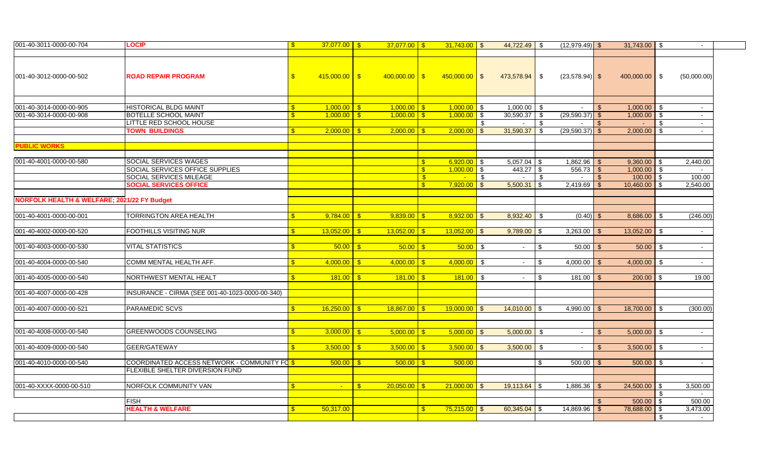| | | | | | | | | |
|---|---|---|---|---|---|---|---|---|
| 001-40-3011-0000-00-704 | **LOCIP** | $ 37,077.00 | $ 37,077.00 | $ 31,743.00 | $ 44,722.49 | $ (12,979.49) | $ 31,743.00 | $ - |
| | | | | | | | | |
| 001-40-3012-0000-00-502 | **ROAD REPAIR PROGRAM** | $ 415,000.00 | $ 400,000.00 | $ 450,000.00 | $ 473,578.94 | $ (23,578.94) | $ 400,000.00 | $ (50,000.00) |
| | | | | | | | | |
| 001-40-3014-0000-00-905 | HISTORICAL BLDG MAINT | $ 1,000.00 | $ 1,000.00 | $ 1,000.00 | $ 1,000.00 | $ - | $ 1,000.00 | $ - |
| 001-40-3014-0000-00-908 | BOTELLE SCHOOL MAINT | $ 1,000.00 | $ 1,000.00 | $ 1,000.00 | $ 30,590.37 | $ (29,590.37) | $ 1,000.00 | $ - |
| | LITTLE RED SCHOOL HOUSE | | | | $ - | $ - | $ - | $ - |
| | **TOWN BUILDINGS** | $ 2,000.00 | $ 2,000.00 | $ 2,000.00 | $ 31,590.37 | $ (29,590.37) | $ 2,000.00 | $ - |
| | | | | | | | | |
| **PUBLIC WORKS** | | | | | | | | |
| | | | | | | | | |
| 001-40-4001-0000-00-580 | SOCIAL SERVICES WAGES | | | $ 6,920.00 | $ 5,057.04 | $ 1,862.96 | $ 9,360.00 | $ 2,440.00 |
| | SOCIAL SERVICES OFFICE SUPPLIES | | | $ 1,000.00 | $ 443.27 | $ 556.73 | $ 1,000.00 | $ - |
| | SOCIAL SERVICES MILEAGE | | | $ - | $ - | $ - | $ 100.00 | $ 100.00 |
| | **SOCIAL SERVICES OFFICE** | | | $ 7,920.00 | $ 5,500.31 | $ 2,419.69 | $ 10,460.00 | $ 2,540.00 |
| | | | | | | | | |
| **NORFOLK HEALTH & WELFARE; 2021/22 FY Budget** | | | | | | | | |
| | | | | | | | | |
| 001-40-4001-0000-00-001 | TORRINGTON AREA HEALTH | $ 9,784.00 | $ 9,839.00 | $ 8,932.00 | $ 8,932.40 | $ (0.40) | $ 8,686.00 | $ (246.00) |
| | | | | | | | | |
| 001-40-4002-0000-00-520 | FOOTHILLS VISITING NUR | $ 13,052.00 | $ 13,052.00 | $ 13,052.00 | $ 9,789.00 | $ 3,263.00 | $ 13,052.00 | $ - |
| | | | | | | | | |
| 001-40-4003-0000-00-530 | VITAL STATISTICS | $ 50.00 | $ 50.00 | $ 50.00 | $ - | $ 50.00 | $ 50.00 | $ - |
| | | | | | | | | |
| 001-40-4004-0000-00-540 | COMM MENTAL HEALTH AFF. | $ 4,000.00 | $ 4,000.00 | $ 4,000.00 | $ - | $ 4,000.00 | $ 4,000.00 | $ - |
| | | | | | | | | |
| 001-40-4005-0000-00-540 | NORTHWEST MENTAL HEALT | $ 181.00 | $ 181.00 | $ 181.00 | $ - | $ 181.00 | $ 200.00 | $ 19.00 |
| | | | | | | | | |
| 001-40-4007-0000-00-428 | INSURANCE - CIRMA (SEE 001-40-1023-0000-00-340) | | | | | | | |
| | | | | | | | | |
| 001-40-4007-0000-00-521 | PARAMEDIC SCVS | $ 16,250.00 | $ 18,867.00 | $ 19,000.00 | $ 14,010.00 | $ 4,990.00 | $ 18,700.00 | $ (300.00) |
| | | | | | | | | |
| 001-40-4008-0000-00-540 | GREENWOODS COUNSELING | $ 3,000.00 | $ 5,000.00 | $ 5,000.00 | $ 5,000.00 | $ - | $ 5,000.00 | $ - |
| | | | | | | | | |
| 001-40-4009-0000-00-540 | GEER/GATEWAY | $ 3,500.00 | $ 3,500.00 | $ 3,500.00 | $ 3,500.00 | $ - | $ 3,500.00 | $ - |
| | | | | | | | | |
| 001-40-4010-0000-00-540 | COORDINATED ACCESS NETWORK - COMMUNITY FC | $ 500.00 | $ 500.00 | $ 500.00 | | $ 500.00 | $ 500.00 | $ - |
| | FLEXIBLE SHELTER DIVERSION FUND | | | | | | | |
| | | | | | | | | |
| 001-40-XXXX-0000-00-510 | NORFOLK COMMUNITY VAN | $ - | $ 20,050.00 | $ 21,000.00 | $ 19,113.64 | $ 1,886.36 | $ 24,500.00 | $ 3,500.00 |
| | | | | | | | | $ - |
| | FISH | | | | | | $ 500.00 | $ 500.00 |
| | **HEALTH & WELFARE** | $ 50,317.00 | | $ 75,215.00 | $ 60,345.04 | $ 14,869.96 | $ 78,688.00 | $ 3,473.00 |
| | | | | | | | | $ - |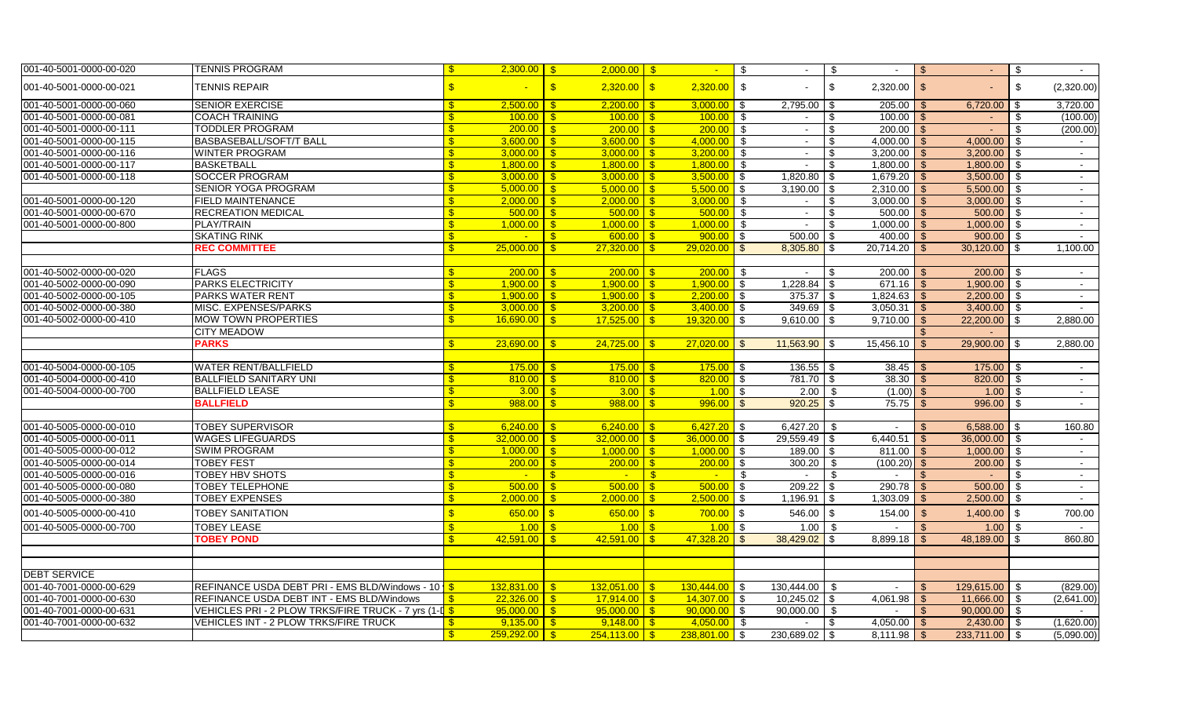| Account | Description | | | | | | | |
|---|---|---|---|---|---|---|---|---|
| 001-40-5001-0000-00-020 | TENNIS PROGRAM | $ 2,300.00 | $ 2,000.00 | $ - | $ - | $ - | $ - | $ - |
| 001-40-5001-0000-00-021 | TENNIS REPAIR | $ - | $ 2,320.00 | $ 2,320.00 | $ - | $ 2,320.00 | $ - | $ (2,320.00) |
| 001-40-5001-0000-00-060 | SENIOR EXERCISE | $ 2,500.00 | $ 2,200.00 | $ 3,000.00 | $ 2,795.00 | $ 205.00 | $ 6,720.00 | $ 3,720.00 |
| 001-40-5001-0000-00-081 | COACH TRAINING | $ 100.00 | $ 100.00 | $ 100.00 | $ - | $ 100.00 | $ - | $ (100.00) |
| 001-40-5001-0000-00-111 | TODDLER PROGRAM | $ 200.00 | $ 200.00 | $ 200.00 | $ - | $ 200.00 | $ - | $ (200.00) |
| 001-40-5001-0000-00-115 | BASBASEBALL/SOFT/T BALL | $ 3,600.00 | $ 3,600.00 | $ 4,000.00 | $ - | $ 4,000.00 | $ 4,000.00 | $ - |
| 001-40-5001-0000-00-116 | WINTER PROGRAM | $ 3,000.00 | $ 3,000.00 | $ 3,200.00 | $ - | $ 3,200.00 | $ 3,200.00 | $ - |
| 001-40-5001-0000-00-117 | BASKETBALL | $ 1,800.00 | $ 1,800.00 | $ 1,800.00 | $ - | $ 1,800.00 | $ 1,800.00 | $ - |
| 001-40-5001-0000-00-118 | SOCCER PROGRAM | $ 3,000.00 | $ 3,000.00 | $ 3,500.00 | $ 1,820.80 | $ 1,679.20 | $ 3,500.00 | $ - |
| | SENIOR YOGA PROGRAM | $ 5,000.00 | $ 5,000.00 | $ 5,500.00 | $ 3,190.00 | $ 2,310.00 | $ 5,500.00 | $ - |
| 001-40-5001-0000-00-120 | FIELD MAINTENANCE | $ 2,000.00 | $ 2,000.00 | $ 3,000.00 | $ - | $ 3,000.00 | $ 3,000.00 | $ - |
| 001-40-5001-0000-00-670 | RECREATION MEDICAL | $ 500.00 | $ 500.00 | $ 500.00 | $ - | $ 500.00 | $ 500.00 | $ - |
| 001-40-5001-0000-00-800 | PLAY/TRAIN | $ 1,000.00 | $ 1,000.00 | $ 1,000.00 | $ - | $ 1,000.00 | $ 1,000.00 | $ - |
| | SKATING RINK | $ - | $ 600.00 | $ 900.00 | $ 500.00 | $ 400.00 | $ 900.00 | $ - |
| | **REC COMMITTEE** | $ 25,000.00 | $ 27,320.00 | $ 29,020.00 | $ 8,305.80 | $ 20,714.20 | $ 30,120.00 | $ 1,100.00 |
| | | | | | | | | |
| 001-40-5002-0000-00-020 | FLAGS | $ 200.00 | $ 200.00 | $ 200.00 | $ - | $ 200.00 | $ 200.00 | $ - |
| 001-40-5002-0000-00-090 | PARKS ELECTRICITY | $ 1,900.00 | $ 1,900.00 | $ 1,900.00 | $ 1,228.84 | $ 671.16 | $ 1,900.00 | $ - |
| 001-40-5002-0000-00-105 | PARKS WATER RENT | $ 1,900.00 | $ 1,900.00 | $ 2,200.00 | $ 375.37 | $ 1,824.63 | $ 2,200.00 | $ - |
| 001-40-5002-0000-00-380 | MISC. EXPENSES/PARKS | $ 3,000.00 | $ 3,200.00 | $ 3,400.00 | $ 349.69 | $ 3,050.31 | $ 3,400.00 | $ - |
| 001-40-5002-0000-00-410 | MOW TOWN PROPERTIES | $ 16,690.00 | $ 17,525.00 | $ 19,320.00 | $ 9,610.00 | $ 9,710.00 | $ 22,200.00 | $ 2,880.00 |
| | CITY MEADOW | | | | | | $ - | |
| | **PARKS** | $ 23,690.00 | $ 24,725.00 | $ 27,020.00 | $ 11,563.90 | $ 15,456.10 | $ 29,900.00 | $ 2,880.00 |
| | | | | | | | | |
| 001-40-5004-0000-00-105 | WATER RENT/BALLFIELD | $ 175.00 | $ 175.00 | $ 175.00 | $ 136.55 | $ 38.45 | $ 175.00 | $ - |
| 001-40-5004-0000-00-410 | BALLFIELD SANITARY UNI | $ 810.00 | $ 810.00 | $ 820.00 | $ 781.70 | $ 38.30 | $ 820.00 | $ - |
| 001-40-5004-0000-00-700 | BALLFIELD LEASE | $ 3.00 | $ 3.00 | $ 1.00 | $ 2.00 | $ (1.00) | $ 1.00 | $ - |
| | **BALLFIELD** | $ 988.00 | $ 988.00 | $ 996.00 | $ 920.25 | $ 75.75 | $ 996.00 | $ - |
| | | | | | | | | |
| 001-40-5005-0000-00-010 | TOBEY SUPERVISOR | $ 6,240.00 | $ 6,240.00 | $ 6,427.20 | $ 6,427.20 | $ - | $ 6,588.00 | $ 160.80 |
| 001-40-5005-0000-00-011 | WAGES LIFEGUARDS | $ 32,000.00 | $ 32,000.00 | $ 36,000.00 | $ 29,559.49 | $ 6,440.51 | $ 36,000.00 | $ - |
| 001-40-5005-0000-00-012 | SWIM PROGRAM | $ 1,000.00 | $ 1,000.00 | $ 1,000.00 | $ 189.00 | $ 811.00 | $ 1,000.00 | $ - |
| 001-40-5005-0000-00-014 | TOBEY FEST | $ 200.00 | $ 200.00 | $ 200.00 | $ 300.20 | $ (100.20) | $ 200.00 | $ - |
| 001-40-5005-0000-00-016 | TOBEY HBV SHOTS | $ - | $ - | $ - | $ - | $ - | $ - | $ - |
| 001-40-5005-0000-00-080 | TOBEY TELEPHONE | $ 500.00 | $ 500.00 | $ 500.00 | $ 209.22 | $ 290.78 | $ 500.00 | $ - |
| 001-40-5005-0000-00-380 | TOBEY EXPENSES | $ 2,000.00 | $ 2,000.00 | $ 2,500.00 | $ 1,196.91 | $ 1,303.09 | $ 2,500.00 | $ - |
| 001-40-5005-0000-00-410 | TOBEY SANITATION | $ 650.00 | $ 650.00 | $ 700.00 | $ 546.00 | $ 154.00 | $ 1,400.00 | $ 700.00 |
| 001-40-5005-0000-00-700 | TOBEY LEASE | $ 1.00 | $ 1.00 | $ 1.00 | $ 1.00 | $ - | $ 1.00 | $ - |
| | **TOBEY POND** | $ 42,591.00 | $ 42,591.00 | $ 47,328.20 | $ 38,429.02 | $ 8,899.18 | $ 48,189.00 | $ 860.80 |
| | | | | | | | | |
| DEBT SERVICE | | | | | | | | |
| 001-40-7001-0000-00-629 | REFINANCE USDA DEBT PRI - EMS BLD/Windows - 10 | $ 132,831.00 | $ 132,051.00 | $ 130,444.00 | $ 130,444.00 | $ - | $ 129,615.00 | $ (829.00) |
| 001-40-7001-0000-00-630 | REFINANCE USDA DEBT INT - EMS BLD/Windows | $ 22,326.00 | $ 17,914.00 | $ 14,307.00 | $ 10,245.02 | $ 4,061.98 | $ 11,666.00 | $ (2,641.00) |
| 001-40-7001-0000-00-631 | VEHICLES PRI - 2 PLOW TRKS/FIRE TRUCK - 7 yrs (1-I | $ 95,000.00 | $ 95,000.00 | $ 90,000.00 | $ 90,000.00 | $ - | $ 90,000.00 | $ - |
| 001-40-7001-0000-00-632 | VEHICLES INT - 2 PLOW TRKS/FIRE TRUCK | $ 9,135.00 | $ 9,148.00 | $ 4,050.00 | $ - | $ 4,050.00 | $ 2,430.00 | $ (1,620.00) |
| | | $ 259,292.00 | $ 254,113.00 | $ 238,801.00 | $ 230,689.02 | $ 8,111.98 | $ 233,711.00 | $ (5,090.00) |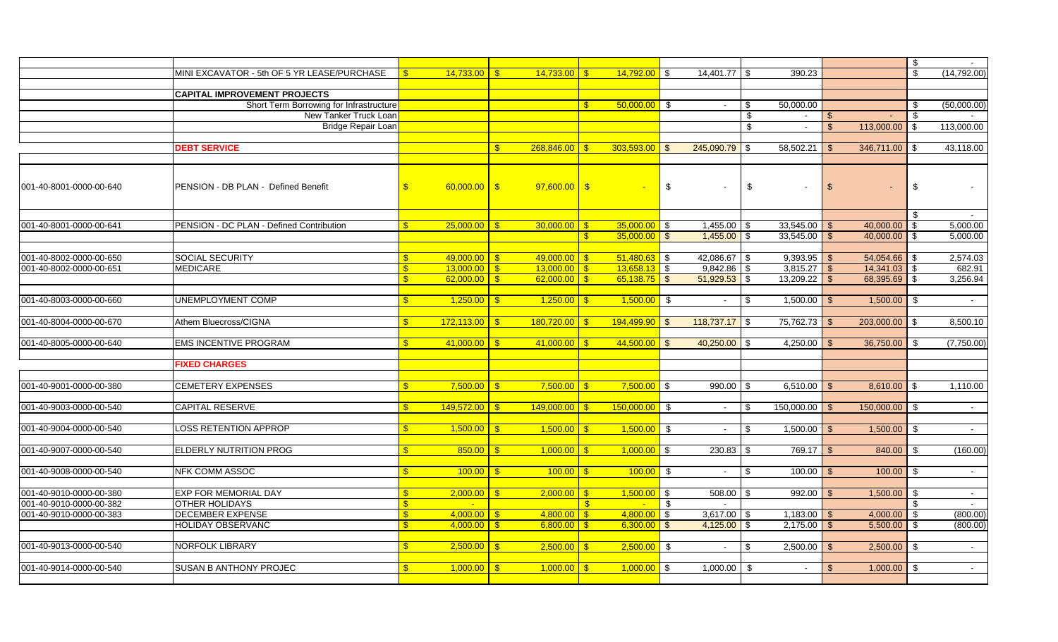| | | | | | | | | |
|---|---|---|---|---|---|---|---|---|
| | | | | | | | | $ - |
| | MINI EXCAVATOR - 5th OF 5 YR LEASE/PURCHASE | $ 14,733.00 | $ 14,733.00 | $ 14,792.00 | $ 14,401.77 | $ 390.23 | | $ (14,792.00) |
| | | | | | | | | |
| | **CAPITAL IMPROVEMENT PROJECTS** | | | | | | | |
| | Short Term Borrowing for Infrastructure | | | $ 50,000.00 | $ - | $ 50,000.00 | | $ (50,000.00) |
| | New Tanker Truck Loan | | | | | $ - | $ - | $ - |
| | Bridge Repair Loan | | | | | $ - | $ 113,000.00 | $ 113,000.00 |
| | | | | | | | | |
| | **DEBT SERVICE** | | $ 268,846.00 | $ 303,593.00 | $ 245,090.79 | $ 58,502.21 | $ 346,711.00 | $ 43,118.00 |
| | | | | | | | | |
| 001-40-8001-0000-00-640 | PENSION - DB PLAN - Defined Benefit | $ 60,000.00 | $ 97,600.00 | $ - | $ - | $ - | $ - | $ - |
| | | | | | | | | $ - |
| 001-40-8001-0000-00-641 | PENSION - DC PLAN - Defined Contribution | $ 25,000.00 | $ 30,000.00 | $ 35,000.00 | $ 1,455.00 | $ 33,545.00 | $ 40,000.00 | $ 5,000.00 |
| | | | | $ 35,000.00 | $ 1,455.00 | $ 33,545.00 | $ 40,000.00 | $ 5,000.00 |
| | | | | | | | | |
| 001-40-8002-0000-00-650 | SOCIAL SECURITY | $ 49,000.00 | $ 49,000.00 | $ 51,480.63 | $ 42,086.67 | $ 9,393.95 | $ 54,054.66 | $ 2,574.03 |
| 001-40-8002-0000-00-651 | MEDICARE | $ 13,000.00 | $ 13,000.00 | $ 13,658.13 | $ 9,842.86 | $ 3,815.27 | $ 14,341.03 | $ 682.91 |
| | | $ 62,000.00 | $ 62,000.00 | $ 65,138.75 | $ 51,929.53 | $ 13,209.22 | $ 68,395.69 | $ 3,256.94 |
| | | | | | | | | |
| 001-40-8003-0000-00-660 | UNEMPLOYMENT COMP | $ 1,250.00 | $ 1,250.00 | $ 1,500.00 | $ - | $ 1,500.00 | $ 1,500.00 | $ - |
| | | | | | | | | |
| 001-40-8004-0000-00-670 | Athem Bluecross/CIGNA | $ 172,113.00 | $ 180,720.00 | $ 194,499.90 | $ 118,737.17 | $ 75,762.73 | $ 203,000.00 | $ 8,500.10 |
| | | | | | | | | |
| 001-40-8005-0000-00-640 | EMS INCENTIVE PROGRAM | $ 41,000.00 | $ 41,000.00 | $ 44,500.00 | $ 40,250.00 | $ 4,250.00 | $ 36,750.00 | $ (7,750.00) |
| | | | | | | | | |
| | **FIXED CHARGES** | | | | | | | |
| | | | | | | | | |
| 001-40-9001-0000-00-380 | CEMETERY EXPENSES | $ 7,500.00 | $ 7,500.00 | $ 7,500.00 | $ 990.00 | $ 6,510.00 | $ 8,610.00 | $ 1,110.00 |
| | | | | | | | | |
| 001-40-9003-0000-00-540 | CAPITAL RESERVE | $ 149,572.00 | $ 149,000.00 | $ 150,000.00 | $ - | $ 150,000.00 | $ 150,000.00 | $ - |
| | | | | | | | | |
| 001-40-9004-0000-00-540 | LOSS RETENTION APPROP | $ 1,500.00 | $ 1,500.00 | $ 1,500.00 | $ - | $ 1,500.00 | $ 1,500.00 | $ - |
| | | | | | | | | |
| 001-40-9007-0000-00-540 | ELDERLY NUTRITION PROG | $ 850.00 | $ 1,000.00 | $ 1,000.00 | $ 230.83 | $ 769.17 | $ 840.00 | $ (160.00) |
| | | | | | | | | |
| 001-40-9008-0000-00-540 | NFK COMM ASSOC | $ 100.00 | $ 100.00 | $ 100.00 | $ - | $ 100.00 | $ 100.00 | $ - |
| | | | | | | | | |
| 001-40-9010-0000-00-380 | EXP FOR MEMORIAL DAY | $ 2,000.00 | $ 2,000.00 | $ 1,500.00 | $ 508.00 | $ 992.00 | $ 1,500.00 | $ - |
| 001-40-9010-0000-00-382 | OTHER HOLIDAYS | $ - | | $ - | $ - | | | $ - |
| 001-40-9010-0000-00-383 | DECEMBER EXPENSE | $ 4,000.00 | $ 4,800.00 | $ 4,800.00 | $ 3,617.00 | $ 1,183.00 | $ 4,000.00 | $ (800.00) |
| | HOLIDAY OBSERVANC | $ 4,000.00 | $ 6,800.00 | $ 6,300.00 | $ 4,125.00 | $ 2,175.00 | $ 5,500.00 | $ (800.00) |
| | | | | | | | | |
| 001-40-9013-0000-00-540 | NORFOLK LIBRARY | $ 2,500.00 | $ 2,500.00 | $ 2,500.00 | $ - | $ 2,500.00 | $ 2,500.00 | $ - |
| | | | | | | | | |
| 001-40-9014-0000-00-540 | SUSAN B ANTHONY PROJEC | $ 1,000.00 | $ 1,000.00 | $ 1,000.00 | $ 1,000.00 | $ - | $ 1,000.00 | $ - |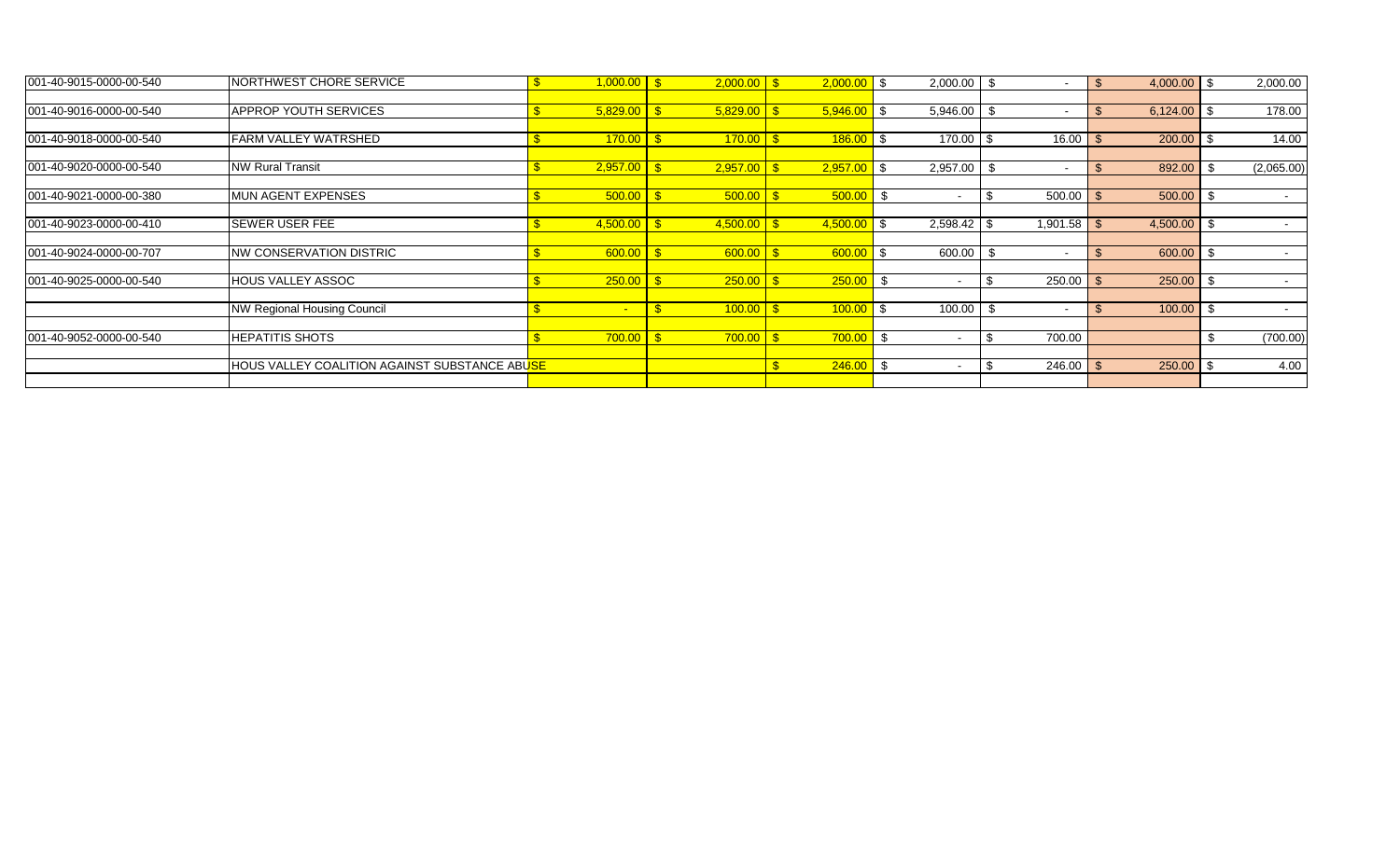| | | | | | | | | |
|---|---|---|---|---|---|---|---|---|
| 001-40-9015-0000-00-540 | NORTHWEST CHORE SERVICE | $ 1,000.00 | $ 2,000.00 | $ 2,000.00 | $ 2,000.00 | $ - | $ 4,000.00 | $ 2,000.00 |
| 001-40-9016-0000-00-540 | APPROP YOUTH SERVICES | $ 5,829.00 | $ 5,829.00 | $ 5,946.00 | $ 5,946.00 | $ - | $ 6,124.00 | $ 178.00 |
| 001-40-9018-0000-00-540 | FARM VALLEY WATRSHED | $ 170.00 | $ 170.00 | $ 186.00 | $ 170.00 | $ 16.00 | $ 200.00 | $ 14.00 |
| 001-40-9020-0000-00-540 | NW Rural Transit | $ 2,957.00 | $ 2,957.00 | $ 2,957.00 | $ 2,957.00 | $ - | $ 892.00 | $ (2,065.00) |
| 001-40-9021-0000-00-380 | MUN AGENT EXPENSES | $ 500.00 | $ 500.00 | $ 500.00 | $ - | $ 500.00 | $ 500.00 | $ - |
| 001-40-9023-0000-00-410 | SEWER USER FEE | $ 4,500.00 | $ 4,500.00 | $ 4,500.00 | $ 2,598.42 | $ 1,901.58 | $ 4,500.00 | $ - |
| 001-40-9024-0000-00-707 | NW CONSERVATION DISTRIC | $ 600.00 | $ 600.00 | $ 600.00 | $ 600.00 | $ - | $ 600.00 | $ - |
| 001-40-9025-0000-00-540 | HOUS VALLEY ASSOC | $ 250.00 | $ 250.00 | $ 250.00 | $ - | $ 250.00 | $ 250.00 | $ - |
| | NW Regional Housing Council | $ - | $ 100.00 | $ 100.00 | $ 100.00 | $ - | $ 100.00 | $ - |
| 001-40-9052-0000-00-540 | HEPATITIS SHOTS | $ 700.00 | $ 700.00 | $ 700.00 | $ - | $ 700.00 | | $ (700.00) |
| | HOUS VALLEY COALITION AGAINST SUBSTANCE ABUSE | | | $ 246.00 | $ - | $ 246.00 | $ 250.00 | $ 4.00 |